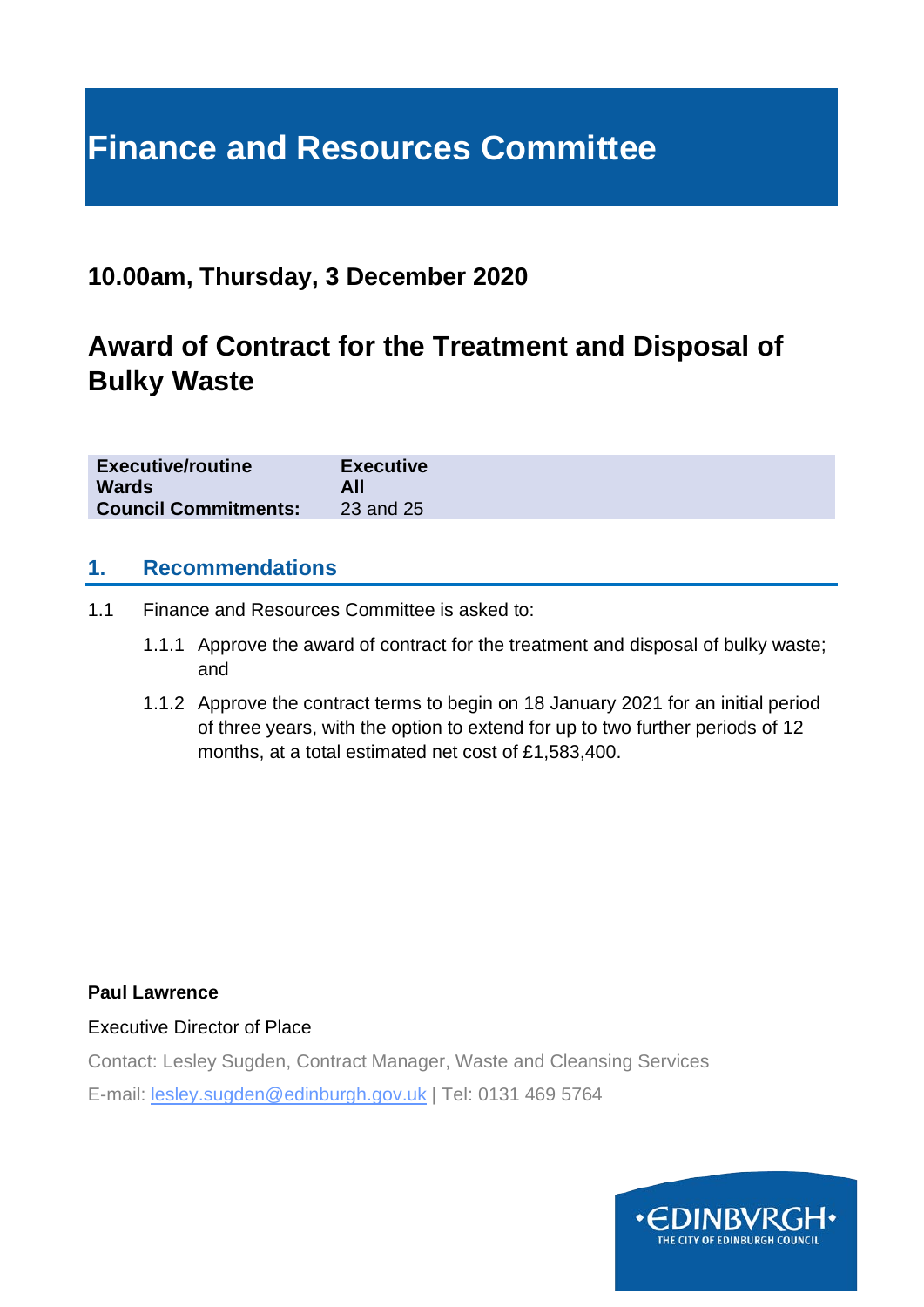# Finance and Resources Committee

## 10.00am, Thursday, 3 December 2020

## Award of Contract for the Treatment and Disposal of Bulky Waste

| | |
|---|---|
| **Executive/routine** | **Executive** |
| **Wards** | **All** |
| **Council Commitments:** | 23 and 25 |

## 1. Recommendations

1.1 Finance and Resources Committee is asked to:

1.1.1 Approve the award of contract for the treatment and disposal of bulky waste; and

1.1.2 Approve the contract terms to begin on 18 January 2021 for an initial period of three years, with the option to extend for up to two further periods of 12 months, at a total estimated net cost of £1,583,400.

**Paul Lawrence**

Executive Director of Place

Contact: Lesley Sugden, Contract Manager, Waste and Cleansing Services

E-mail: lesley.sugden@edinburgh.gov.uk | Tel: 0131 469 5764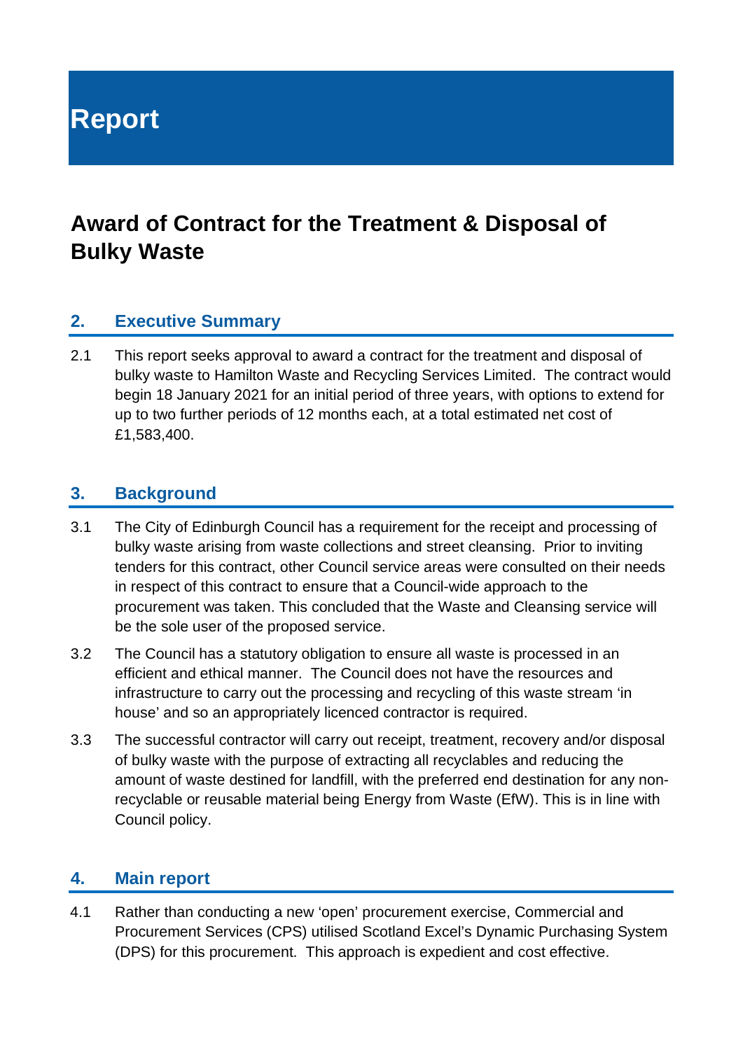# Report

## Award of Contract for the Treatment & Disposal of Bulky Waste

### 2. Executive Summary

2.1 This report seeks approval to award a contract for the treatment and disposal of bulky waste to Hamilton Waste and Recycling Services Limited. The contract would begin 18 January 2021 for an initial period of three years, with options to extend for up to two further periods of 12 months each, at a total estimated net cost of £1,583,400.

### 3. Background

3.1 The City of Edinburgh Council has a requirement for the receipt and processing of bulky waste arising from waste collections and street cleansing. Prior to inviting tenders for this contract, other Council service areas were consulted on their needs in respect of this contract to ensure that a Council-wide approach to the procurement was taken. This concluded that the Waste and Cleansing service will be the sole user of the proposed service.

3.2 The Council has a statutory obligation to ensure all waste is processed in an efficient and ethical manner. The Council does not have the resources and infrastructure to carry out the processing and recycling of this waste stream 'in house' and so an appropriately licenced contractor is required.

3.3 The successful contractor will carry out receipt, treatment, recovery and/or disposal of bulky waste with the purpose of extracting all recyclables and reducing the amount of waste destined for landfill, with the preferred end destination for any non-recyclable or reusable material being Energy from Waste (EfW). This is in line with Council policy.

### 4. Main report

4.1 Rather than conducting a new 'open' procurement exercise, Commercial and Procurement Services (CPS) utilised Scotland Excel's Dynamic Purchasing System (DPS) for this procurement. This approach is expedient and cost effective.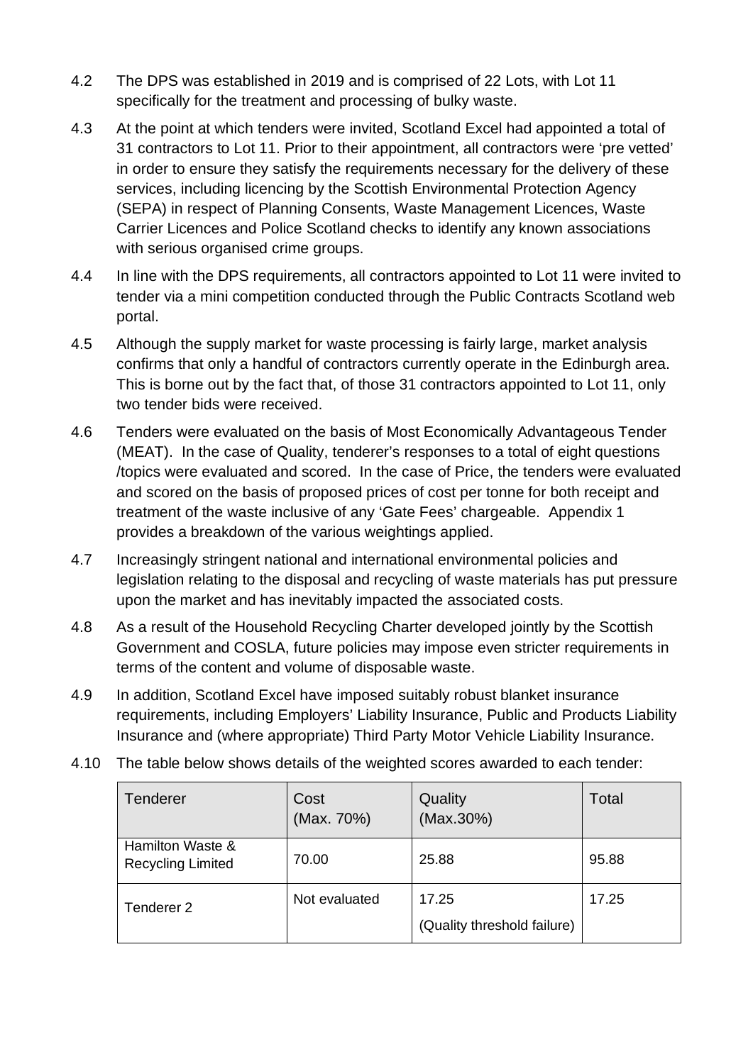4.2 The DPS was established in 2019 and is comprised of 22 Lots, with Lot 11 specifically for the treatment and processing of bulky waste.

4.3 At the point at which tenders were invited, Scotland Excel had appointed a total of 31 contractors to Lot 11. Prior to their appointment, all contractors were 'pre vetted' in order to ensure they satisfy the requirements necessary for the delivery of these services, including licencing by the Scottish Environmental Protection Agency (SEPA) in respect of Planning Consents, Waste Management Licences, Waste Carrier Licences and Police Scotland checks to identify any known associations with serious organised crime groups.

4.4 In line with the DPS requirements, all contractors appointed to Lot 11 were invited to tender via a mini competition conducted through the Public Contracts Scotland web portal.

4.5 Although the supply market for waste processing is fairly large, market analysis confirms that only a handful of contractors currently operate in the Edinburgh area. This is borne out by the fact that, of those 31 contractors appointed to Lot 11, only two tender bids were received.

4.6 Tenders were evaluated on the basis of Most Economically Advantageous Tender (MEAT). In the case of Quality, tenderer's responses to a total of eight questions /topics were evaluated and scored. In the case of Price, the tenders were evaluated and scored on the basis of proposed prices of cost per tonne for both receipt and treatment of the waste inclusive of any 'Gate Fees' chargeable. Appendix 1 provides a breakdown of the various weightings applied.

4.7 Increasingly stringent national and international environmental policies and legislation relating to the disposal and recycling of waste materials has put pressure upon the market and has inevitably impacted the associated costs.

4.8 As a result of the Household Recycling Charter developed jointly by the Scottish Government and COSLA, future policies may impose even stricter requirements in terms of the content and volume of disposable waste.

4.9 In addition, Scotland Excel have imposed suitably robust blanket insurance requirements, including Employers' Liability Insurance, Public and Products Liability Insurance and (where appropriate) Third Party Motor Vehicle Liability Insurance.

4.10 The table below shows details of the weighted scores awarded to each tender:

| Tenderer | Cost (Max. 70%) | Quality (Max.30%) | Total |
|---|---|---|---|
| Hamilton Waste & Recycling Limited | 70.00 | 25.88 | 95.88 |
| Tenderer 2 | Not evaluated | 17.25 (Quality threshold failure) | 17.25 |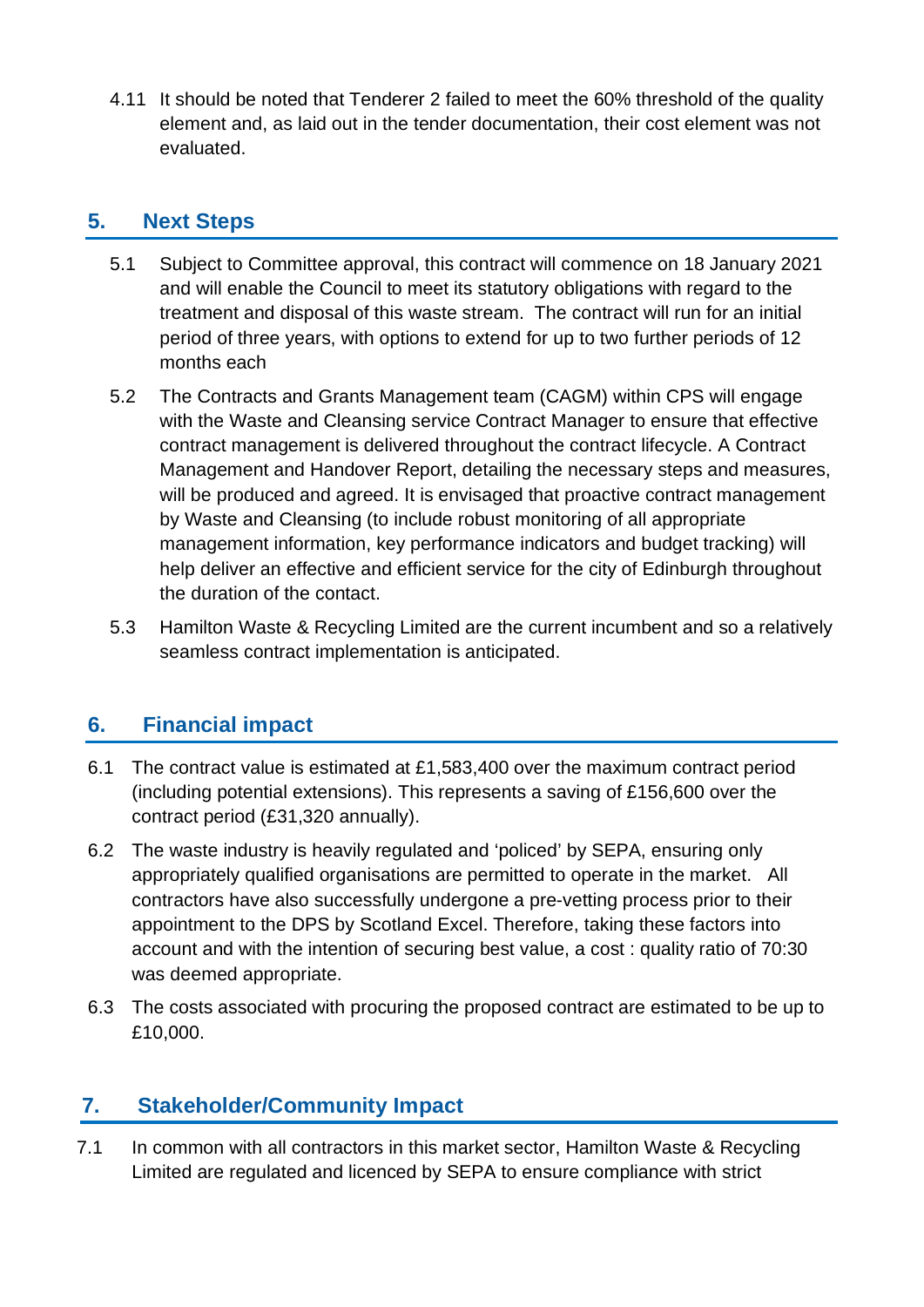4.11 It should be noted that Tenderer 2 failed to meet the 60% threshold of the quality element and, as laid out in the tender documentation, their cost element was not evaluated.

## 5. Next Steps

5.1 Subject to Committee approval, this contract will commence on 18 January 2021 and will enable the Council to meet its statutory obligations with regard to the treatment and disposal of this waste stream. The contract will run for an initial period of three years, with options to extend for up to two further periods of 12 months each

5.2 The Contracts and Grants Management team (CAGM) within CPS will engage with the Waste and Cleansing service Contract Manager to ensure that effective contract management is delivered throughout the contract lifecycle. A Contract Management and Handover Report, detailing the necessary steps and measures, will be produced and agreed. It is envisaged that proactive contract management by Waste and Cleansing (to include robust monitoring of all appropriate management information, key performance indicators and budget tracking) will help deliver an effective and efficient service for the city of Edinburgh throughout the duration of the contact.

5.3 Hamilton Waste & Recycling Limited are the current incumbent and so a relatively seamless contract implementation is anticipated.

## 6. Financial impact

6.1 The contract value is estimated at £1,583,400 over the maximum contract period (including potential extensions). This represents a saving of £156,600 over the contract period (£31,320 annually).

6.2 The waste industry is heavily regulated and 'policed' by SEPA, ensuring only appropriately qualified organisations are permitted to operate in the market. All contractors have also successfully undergone a pre-vetting process prior to their appointment to the DPS by Scotland Excel. Therefore, taking these factors into account and with the intention of securing best value, a cost : quality ratio of 70:30 was deemed appropriate.

6.3 The costs associated with procuring the proposed contract are estimated to be up to £10,000.

## 7. Stakeholder/Community Impact

7.1 In common with all contractors in this market sector, Hamilton Waste & Recycling Limited are regulated and licenced by SEPA to ensure compliance with strict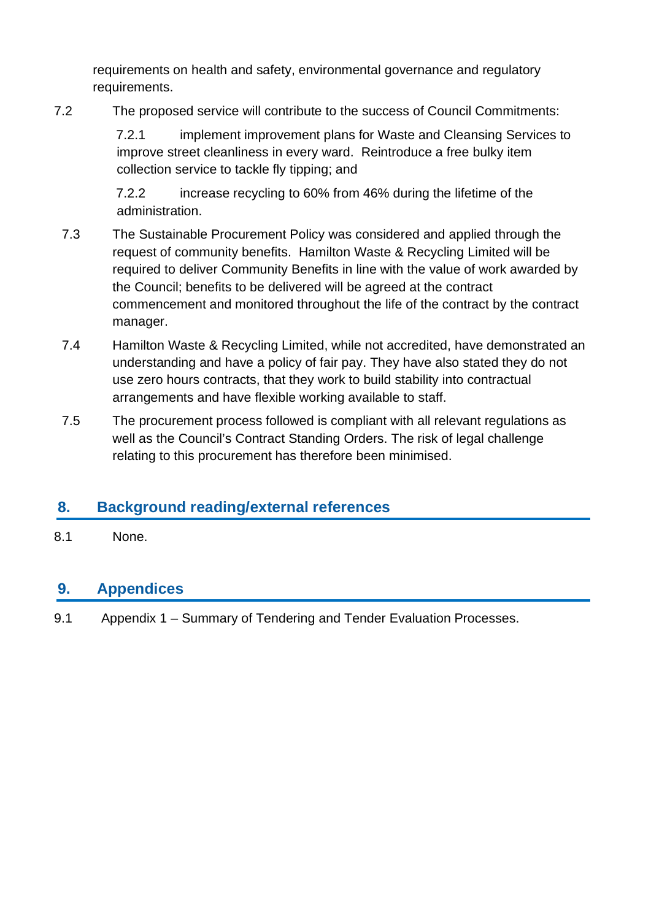requirements on health and safety, environmental governance and regulatory requirements.

7.2 The proposed service will contribute to the success of Council Commitments:

7.2.1 implement improvement plans for Waste and Cleansing Services to improve street cleanliness in every ward. Reintroduce a free bulky item collection service to tackle fly tipping; and

7.2.2 increase recycling to 60% from 46% during the lifetime of the administration.

7.3 The Sustainable Procurement Policy was considered and applied through the request of community benefits. Hamilton Waste & Recycling Limited will be required to deliver Community Benefits in line with the value of work awarded by the Council; benefits to be delivered will be agreed at the contract commencement and monitored throughout the life of the contract by the contract manager.

7.4 Hamilton Waste & Recycling Limited, while not accredited, have demonstrated an understanding and have a policy of fair pay. They have also stated they do not use zero hours contracts, that they work to build stability into contractual arrangements and have flexible working available to staff.

7.5 The procurement process followed is compliant with all relevant regulations as well as the Council's Contract Standing Orders. The risk of legal challenge relating to this procurement has therefore been minimised.

## 8. Background reading/external references

8.1 None.

## 9. Appendices

9.1 Appendix 1 – Summary of Tendering and Tender Evaluation Processes.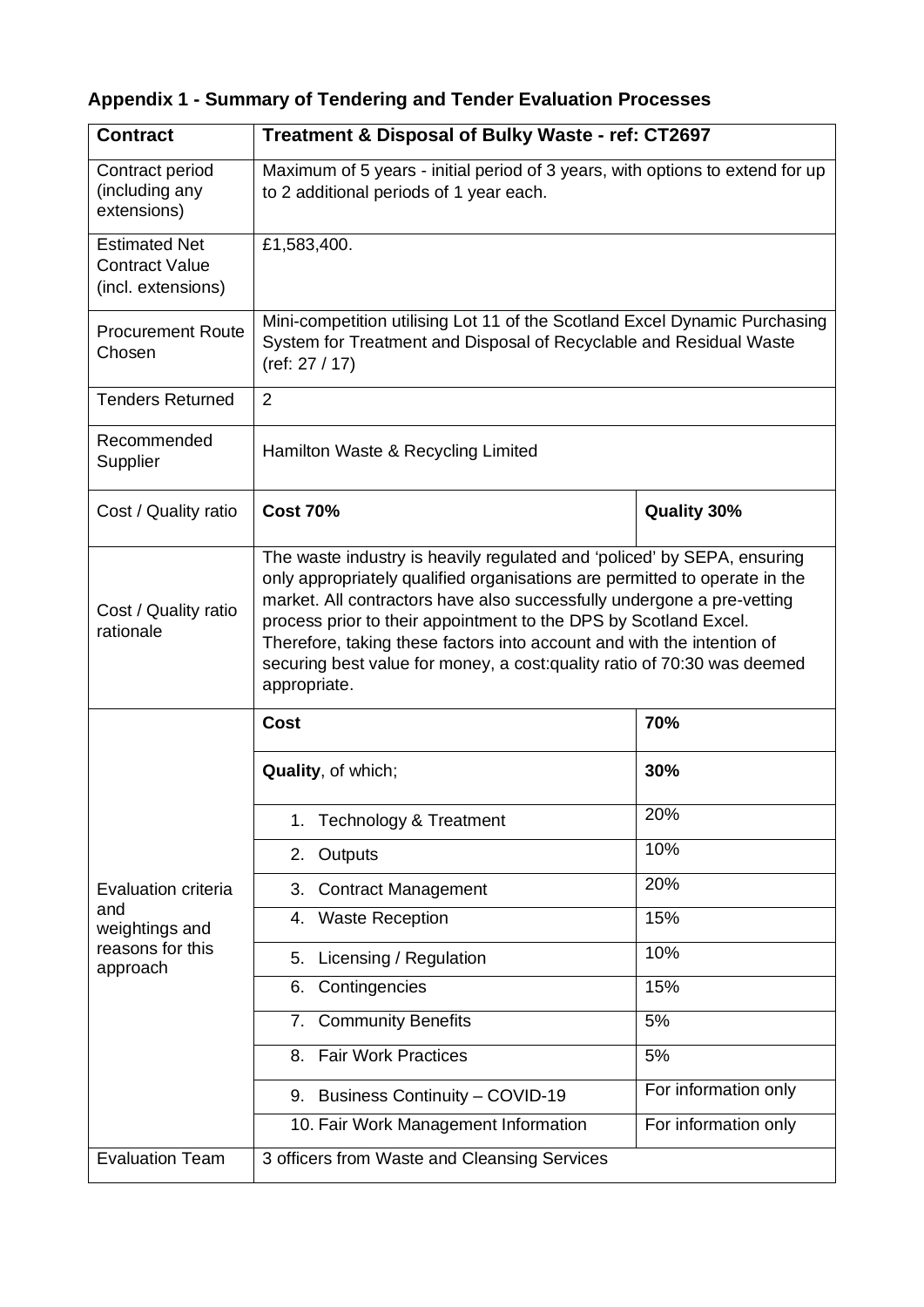## Appendix 1 - Summary of Tendering and Tender Evaluation Processes

| **Contract** | **Treatment & Disposal of Bulky Waste - ref: CT2697** | |
|---|---|---|
| Contract period (including any extensions) | Maximum of 5 years - initial period of 3 years, with options to extend for up to 2 additional periods of 1 year each. | |
| Estimated Net Contract Value (incl. extensions) | £1,583,400. | |
| Procurement Route Chosen | Mini-competition utilising Lot 11 of the Scotland Excel Dynamic Purchasing System for Treatment and Disposal of Recyclable and Residual Waste (ref: 27 / 17) | |
| Tenders Returned | 2 | |
| Recommended Supplier | Hamilton Waste & Recycling Limited | |
| Cost / Quality ratio | **Cost 70%** | **Quality 30%** |
| Cost / Quality ratio rationale | The waste industry is heavily regulated and 'policed' by SEPA, ensuring only appropriately qualified organisations are permitted to operate in the market. All contractors have also successfully undergone a pre-vetting process prior to their appointment to the DPS by Scotland Excel. Therefore, taking these factors into account and with the intention of securing best value for money, a cost:quality ratio of 70:30 was deemed appropriate. | |
| Evaluation criteria and weightings and reasons for this approach | **Cost** | **70%** |
| | **Quality**, of which; | **30%** |
| | 1. Technology & Treatment | 20% |
| | 2. Outputs | 10% |
| | 3. Contract Management | 20% |
| | 4. Waste Reception | 15% |
| | 5. Licensing / Regulation | 10% |
| | 6. Contingencies | 15% |
| | 7. Community Benefits | 5% |
| | 8. Fair Work Practices | 5% |
| | 9. Business Continuity – COVID-19 | For information only |
| | 10. Fair Work Management Information | For information only |
| Evaluation Team | 3 officers from Waste and Cleansing Services | |